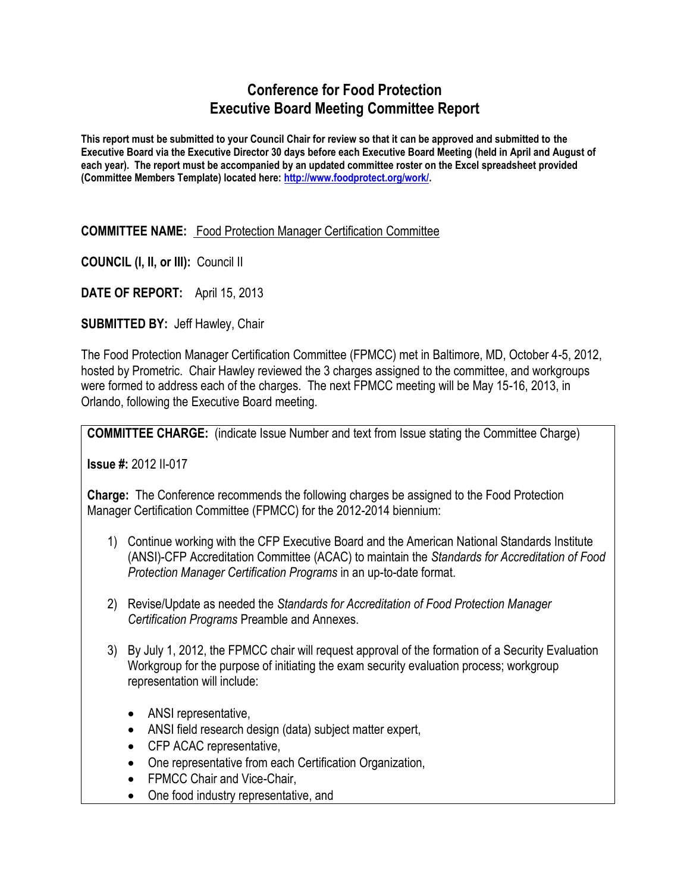# Conference for Food Protection
# Executive Board Meeting Committee Report

**This report must be submitted to your Council Chair for review so that it can be approved and submitted to the Executive Board via the Executive Director 30 days before each Executive Board Meeting (held in April and August of each year). The report must be accompanied by an updated committee roster on the Excel spreadsheet provided (Committee Members Template) located here: http://www.foodprotect.org/work/.**

**COMMITTEE NAME:** Food Protection Manager Certification Committee

**COUNCIL (I, II, or III):** Council II

**DATE OF REPORT:** April 15, 2013

**SUBMITTED BY:** Jeff Hawley, Chair

The Food Protection Manager Certification Committee (FPMCC) met in Baltimore, MD, October 4-5, 2012, hosted by Prometric. Chair Hawley reviewed the 3 charges assigned to the committee, and workgroups were formed to address each of the charges. The next FPMCC meeting will be May 15-16, 2013, in Orlando, following the Executive Board meeting.

**COMMITTEE CHARGE:** (indicate Issue Number and text from Issue stating the Committee Charge)

**Issue #:** 2012 II-017

**Charge:** The Conference recommends the following charges be assigned to the Food Protection Manager Certification Committee (FPMCC) for the 2012-2014 biennium:

1) Continue working with the CFP Executive Board and the American National Standards Institute (ANSI)-CFP Accreditation Committee (ACAC) to maintain the *Standards for Accreditation of Food Protection Manager Certification Programs* in an up-to-date format.

2) Revise/Update as needed the *Standards for Accreditation of Food Protection Manager Certification Programs* Preamble and Annexes.

3) By July 1, 2012, the FPMCC chair will request approval of the formation of a Security Evaluation Workgroup for the purpose of initiating the exam security evaluation process; workgroup representation will include:

    - ANSI representative,
    - ANSI field research design (data) subject matter expert,
    - CFP ACAC representative,
    - One representative from each Certification Organization,
    - FPMCC Chair and Vice-Chair,
    - One food industry representative, and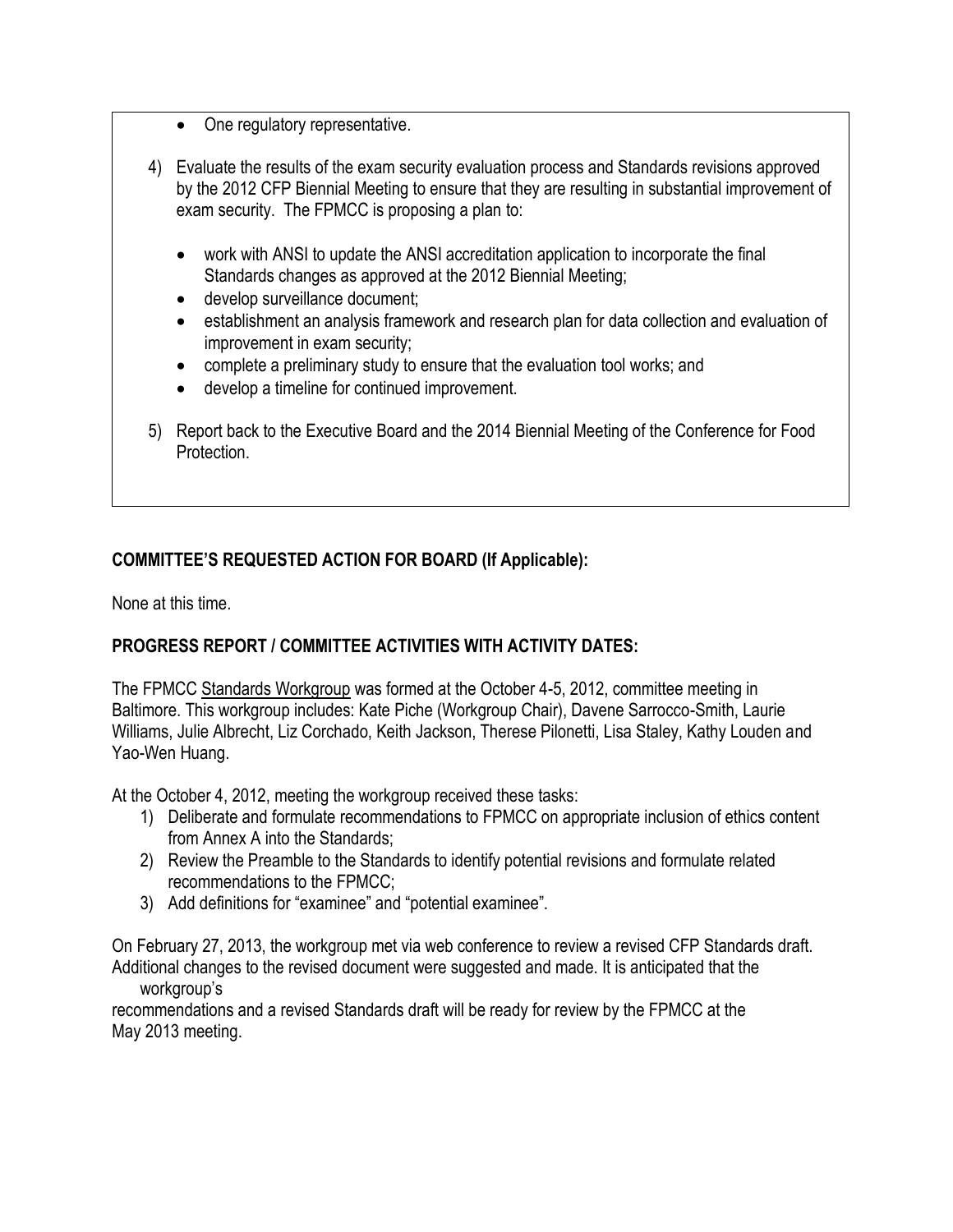- One regulatory representative.

4) Evaluate the results of the exam security evaluation process and Standards revisions approved by the 2012 CFP Biennial Meeting to ensure that they are resulting in substantial improvement of exam security. The FPMCC is proposing a plan to:

    - work with ANSI to update the ANSI accreditation application to incorporate the final Standards changes as approved at the 2012 Biennial Meeting;
    - develop surveillance document;
    - establishment an analysis framework and research plan for data collection and evaluation of improvement in exam security;
    - complete a preliminary study to ensure that the evaluation tool works; and
    - develop a timeline for continued improvement.

5) Report back to the Executive Board and the 2014 Biennial Meeting of the Conference for Food Protection.

**COMMITTEE'S REQUESTED ACTION FOR BOARD (If Applicable):**

None at this time.

**PROGRESS REPORT / COMMITTEE ACTIVITIES WITH ACTIVITY DATES:**

The FPMCC Standards Workgroup was formed at the October 4-5, 2012, committee meeting in Baltimore. This workgroup includes: Kate Piche (Workgroup Chair), Davene Sarrocco-Smith, Laurie Williams, Julie Albrecht, Liz Corchado, Keith Jackson, Therese Pilonetti, Lisa Staley, Kathy Louden and Yao-Wen Huang.

At the October 4, 2012, meeting the workgroup received these tasks:

1) Deliberate and formulate recommendations to FPMCC on appropriate inclusion of ethics content from Annex A into the Standards;
2) Review the Preamble to the Standards to identify potential revisions and formulate related recommendations to the FPMCC;
3) Add definitions for "examinee" and "potential examinee".

On February 27, 2013, the workgroup met via web conference to review a revised CFP Standards draft. Additional changes to the revised document were suggested and made. It is anticipated that the workgroup's recommendations and a revised Standards draft will be ready for review by the FPMCC at the May 2013 meeting.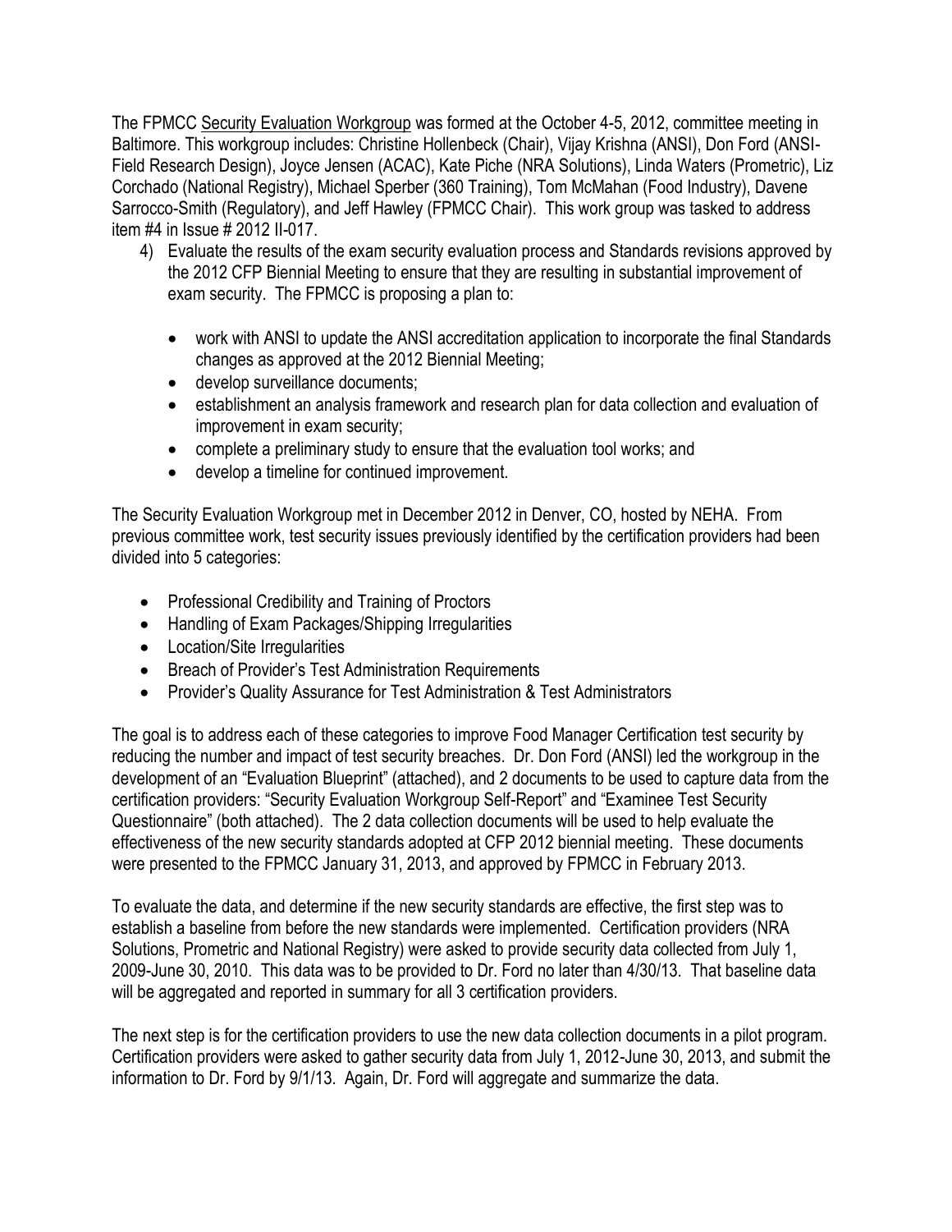The FPMCC Security Evaluation Workgroup was formed at the October 4-5, 2012, committee meeting in Baltimore. This workgroup includes: Christine Hollenbeck (Chair), Vijay Krishna (ANSI), Don Ford (ANSI-Field Research Design), Joyce Jensen (ACAC), Kate Piche (NRA Solutions), Linda Waters (Prometric), Liz Corchado (National Registry), Michael Sperber (360 Training), Tom McMahan (Food Industry), Davene Sarrocco-Smith (Regulatory), and Jeff Hawley (FPMCC Chair). This work group was tasked to address item #4 in Issue # 2012 II-017.

4) Evaluate the results of the exam security evaluation process and Standards revisions approved by the 2012 CFP Biennial Meeting to ensure that they are resulting in substantial improvement of exam security. The FPMCC is proposing a plan to:

   - work with ANSI to update the ANSI accreditation application to incorporate the final Standards changes as approved at the 2012 Biennial Meeting;
   - develop surveillance documents;
   - establishment an analysis framework and research plan for data collection and evaluation of improvement in exam security;
   - complete a preliminary study to ensure that the evaluation tool works; and
   - develop a timeline for continued improvement.

The Security Evaluation Workgroup met in December 2012 in Denver, CO, hosted by NEHA. From previous committee work, test security issues previously identified by the certification providers had been divided into 5 categories:

- Professional Credibility and Training of Proctors
- Handling of Exam Packages/Shipping Irregularities
- Location/Site Irregularities
- Breach of Provider's Test Administration Requirements
- Provider's Quality Assurance for Test Administration & Test Administrators

The goal is to address each of these categories to improve Food Manager Certification test security by reducing the number and impact of test security breaches. Dr. Don Ford (ANSI) led the workgroup in the development of an "Evaluation Blueprint" (attached), and 2 documents to be used to capture data from the certification providers: "Security Evaluation Workgroup Self-Report" and "Examinee Test Security Questionnaire" (both attached). The 2 data collection documents will be used to help evaluate the effectiveness of the new security standards adopted at CFP 2012 biennial meeting. These documents were presented to the FPMCC January 31, 2013, and approved by FPMCC in February 2013.

To evaluate the data, and determine if the new security standards are effective, the first step was to establish a baseline from before the new standards were implemented. Certification providers (NRA Solutions, Prometric and National Registry) were asked to provide security data collected from July 1, 2009-June 30, 2010. This data was to be provided to Dr. Ford no later than 4/30/13. That baseline data will be aggregated and reported in summary for all 3 certification providers.

The next step is for the certification providers to use the new data collection documents in a pilot program. Certification providers were asked to gather security data from July 1, 2012-June 30, 2013, and submit the information to Dr. Ford by 9/1/13. Again, Dr. Ford will aggregate and summarize the data.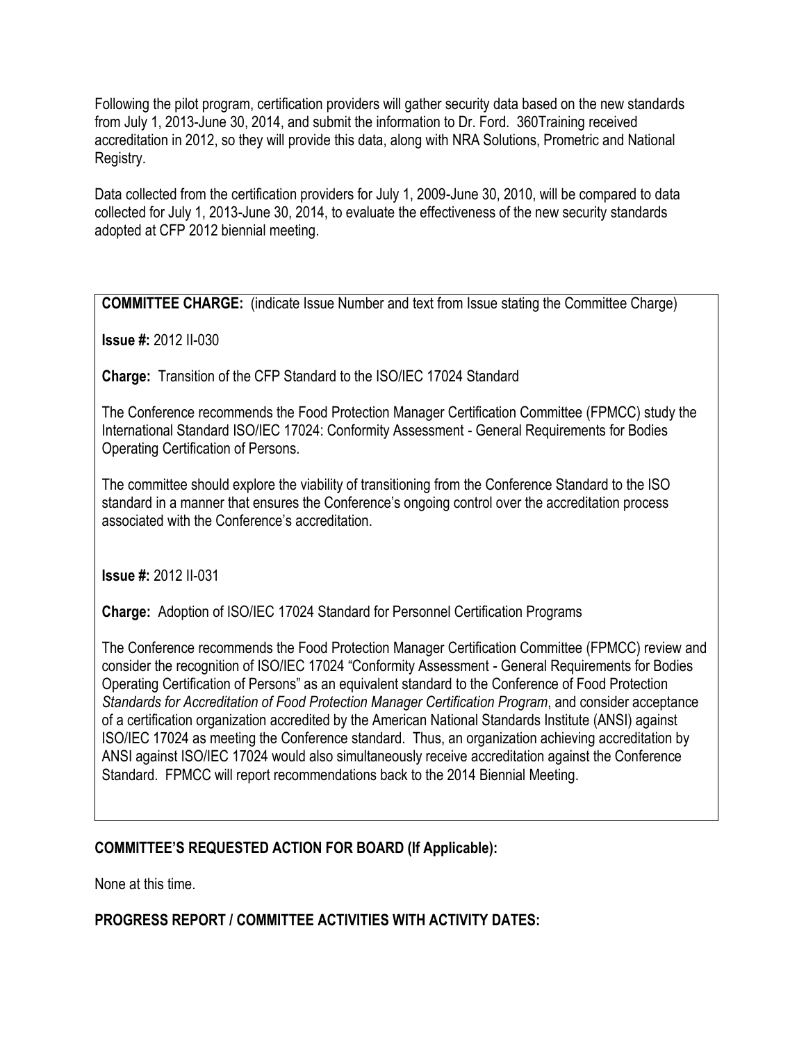Following the pilot program, certification providers will gather security data based on the new standards from July 1, 2013-June 30, 2014, and submit the information to Dr. Ford. 360Training received accreditation in 2012, so they will provide this data, along with NRA Solutions, Prometric and National Registry.

Data collected from the certification providers for July 1, 2009-June 30, 2010, will be compared to data collected for July 1, 2013-June 30, 2014, to evaluate the effectiveness of the new security standards adopted at CFP 2012 biennial meeting.

**COMMITTEE CHARGE:** (indicate Issue Number and text from Issue stating the Committee Charge)

**Issue #:** 2012 II-030

**Charge:** Transition of the CFP Standard to the ISO/IEC 17024 Standard

The Conference recommends the Food Protection Manager Certification Committee (FPMCC) study the International Standard ISO/IEC 17024: Conformity Assessment - General Requirements for Bodies Operating Certification of Persons.

The committee should explore the viability of transitioning from the Conference Standard to the ISO standard in a manner that ensures the Conference's ongoing control over the accreditation process associated with the Conference's accreditation.

**Issue #:** 2012 II-031

**Charge:** Adoption of ISO/IEC 17024 Standard for Personnel Certification Programs

The Conference recommends the Food Protection Manager Certification Committee (FPMCC) review and consider the recognition of ISO/IEC 17024 "Conformity Assessment - General Requirements for Bodies Operating Certification of Persons" as an equivalent standard to the Conference of Food Protection *Standards for Accreditation of Food Protection Manager Certification Program*, and consider acceptance of a certification organization accredited by the American National Standards Institute (ANSI) against ISO/IEC 17024 as meeting the Conference standard. Thus, an organization achieving accreditation by ANSI against ISO/IEC 17024 would also simultaneously receive accreditation against the Conference Standard. FPMCC will report recommendations back to the 2014 Biennial Meeting.

## COMMITTEE'S REQUESTED ACTION FOR BOARD (If Applicable):

None at this time.

## PROGRESS REPORT / COMMITTEE ACTIVITIES WITH ACTIVITY DATES: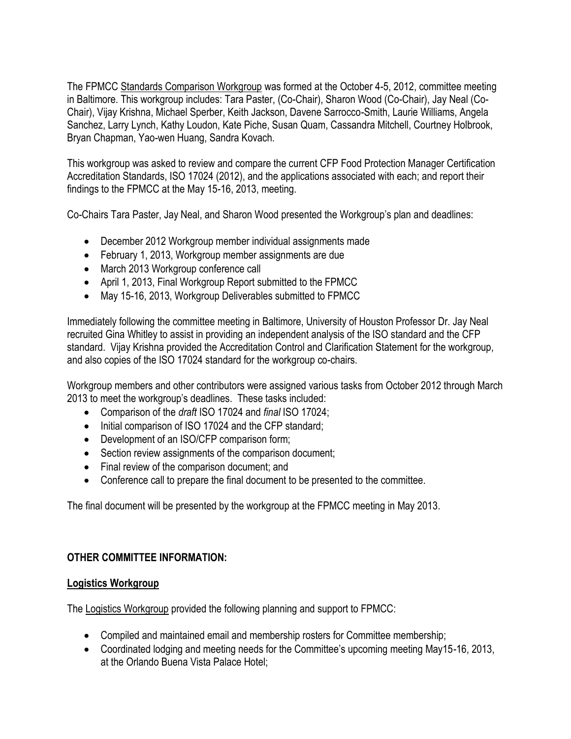The FPMCC Standards Comparison Workgroup was formed at the October 4-5, 2012, committee meeting in Baltimore. This workgroup includes: Tara Paster, (Co-Chair), Sharon Wood (Co-Chair), Jay Neal (Co-Chair), Vijay Krishna, Michael Sperber, Keith Jackson, Davene Sarrocco-Smith, Laurie Williams, Angela Sanchez, Larry Lynch, Kathy Loudon, Kate Piche, Susan Quam, Cassandra Mitchell, Courtney Holbrook, Bryan Chapman, Yao-wen Huang, Sandra Kovach.

This workgroup was asked to review and compare the current CFP Food Protection Manager Certification Accreditation Standards, ISO 17024 (2012), and the applications associated with each; and report their findings to the FPMCC at the May 15-16, 2013, meeting.

Co-Chairs Tara Paster, Jay Neal, and Sharon Wood presented the Workgroup's plan and deadlines:

- December 2012 Workgroup member individual assignments made
- February 1, 2013, Workgroup member assignments are due
- March 2013 Workgroup conference call
- April 1, 2013, Final Workgroup Report submitted to the FPMCC
- May 15-16, 2013, Workgroup Deliverables submitted to FPMCC

Immediately following the committee meeting in Baltimore, University of Houston Professor Dr. Jay Neal recruited Gina Whitley to assist in providing an independent analysis of the ISO standard and the CFP standard. Vijay Krishna provided the Accreditation Control and Clarification Statement for the workgroup, and also copies of the ISO 17024 standard for the workgroup co-chairs.

Workgroup members and other contributors were assigned various tasks from October 2012 through March 2013 to meet the workgroup's deadlines. These tasks included:

- Comparison of the *draft* ISO 17024 and *final* ISO 17024;
- Initial comparison of ISO 17024 and the CFP standard;
- Development of an ISO/CFP comparison form;
- Section review assignments of the comparison document;
- Final review of the comparison document; and
- Conference call to prepare the final document to be presented to the committee.

The final document will be presented by the workgroup at the FPMCC meeting in May 2013.

## OTHER COMMITTEE INFORMATION:

### Logistics Workgroup

The Logistics Workgroup provided the following planning and support to FPMCC:

- Compiled and maintained email and membership rosters for Committee membership;
- Coordinated lodging and meeting needs for the Committee's upcoming meeting May15-16, 2013, at the Orlando Buena Vista Palace Hotel;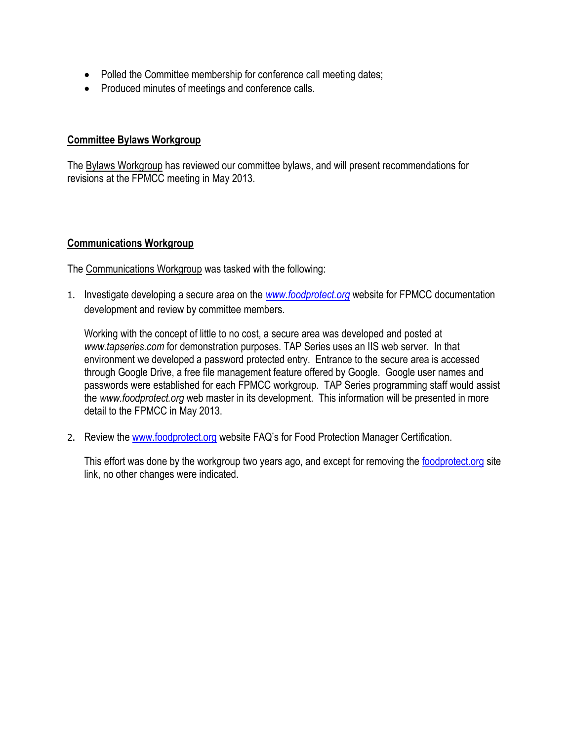- Polled the Committee membership for conference call meeting dates;
- Produced minutes of meetings and conference calls.

**Committee Bylaws Workgroup**

The Bylaws Workgroup has reviewed our committee bylaws, and will present recommendations for revisions at the FPMCC meeting in May 2013.

**Communications Workgroup**

The Communications Workgroup was tasked with the following:

1. Investigate developing a secure area on the *www.foodprotect.org* website for FPMCC documentation development and review by committee members.

   Working with the concept of little to no cost, a secure area was developed and posted at *www.tapseries.com* for demonstration purposes. TAP Series uses an IIS web server. In that environment we developed a password protected entry. Entrance to the secure area is accessed through Google Drive, a free file management feature offered by Google. Google user names and passwords were established for each FPMCC workgroup. TAP Series programming staff would assist the *www.foodprotect.org* web master in its development. This information will be presented in more detail to the FPMCC in May 2013.

2. Review the www.foodprotect.org website FAQ's for Food Protection Manager Certification.

   This effort was done by the workgroup two years ago, and except for removing the foodprotect.org site link, no other changes were indicated.